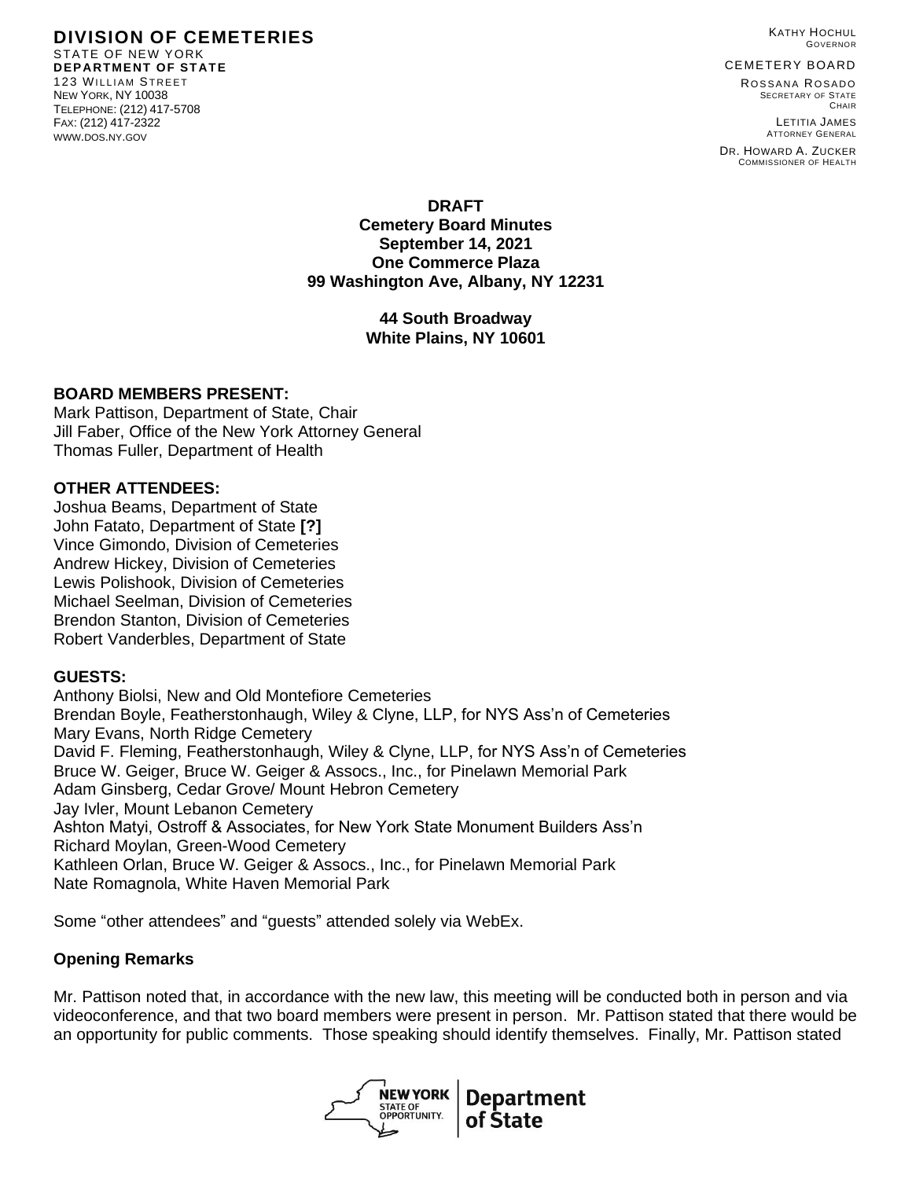**DIVISION OF CEMETERIES**
STATE OF NEW YORK
**DEPARTMENT OF STATE**
123 WILLIAM STREET
NEW YORK, NY 10038
TELEPHONE: (212) 417-5708
FAX: (212) 417-2322
WWW.DOS.NY.GOV

KATHY HOCHUL
GOVERNOR

CEMETERY BOARD

ROSSANA ROSADO
SECRETARY OF STATE
CHAIR

LETITIA JAMES
ATTORNEY GENERAL

DR. HOWARD A. ZUCKER
COMMISSIONER OF HEALTH

**DRAFT**
**Cemetery Board Minutes**
**September 14, 2021**
**One Commerce Plaza**
**99 Washington Ave, Albany, NY 12231**

**44 South Broadway**
**White Plains, NY 10601**

**BOARD MEMBERS PRESENT:**
Mark Pattison, Department of State, Chair
Jill Faber, Office of the New York Attorney General
Thomas Fuller, Department of Health

**OTHER ATTENDEES:**
Joshua Beams, Department of State
John Fatato, Department of State **[?]**
Vince Gimondo, Division of Cemeteries
Andrew Hickey, Division of Cemeteries
Lewis Polishook, Division of Cemeteries
Michael Seelman, Division of Cemeteries
Brendon Stanton, Division of Cemeteries
Robert Vanderbles, Department of State

**GUESTS:**
Anthony Biolsi, New and Old Montefiore Cemeteries
Brendan Boyle, Featherstonhaugh, Wiley & Clyne, LLP, for NYS Ass'n of Cemeteries
Mary Evans, North Ridge Cemetery
David F. Fleming, Featherstonhaugh, Wiley & Clyne, LLP, for NYS Ass'n of Cemeteries
Bruce W. Geiger, Bruce W. Geiger & Assocs., Inc., for Pinelawn Memorial Park
Adam Ginsberg, Cedar Grove/ Mount Hebron Cemetery
Jay Ivler, Mount Lebanon Cemetery
Ashton Matyi, Ostroff & Associates, for New York State Monument Builders Ass'n
Richard Moylan, Green-Wood Cemetery
Kathleen Orlan, Bruce W. Geiger & Assocs., Inc., for Pinelawn Memorial Park
Nate Romagnola, White Haven Memorial Park

Some "other attendees" and "guests" attended solely via WebEx.

**Opening Remarks**

Mr. Pattison noted that, in accordance with the new law, this meeting will be conducted both in person and via videoconference, and that two board members were present in person. Mr. Pattison stated that there would be an opportunity for public comments. Those speaking should identify themselves. Finally, Mr. Pattison stated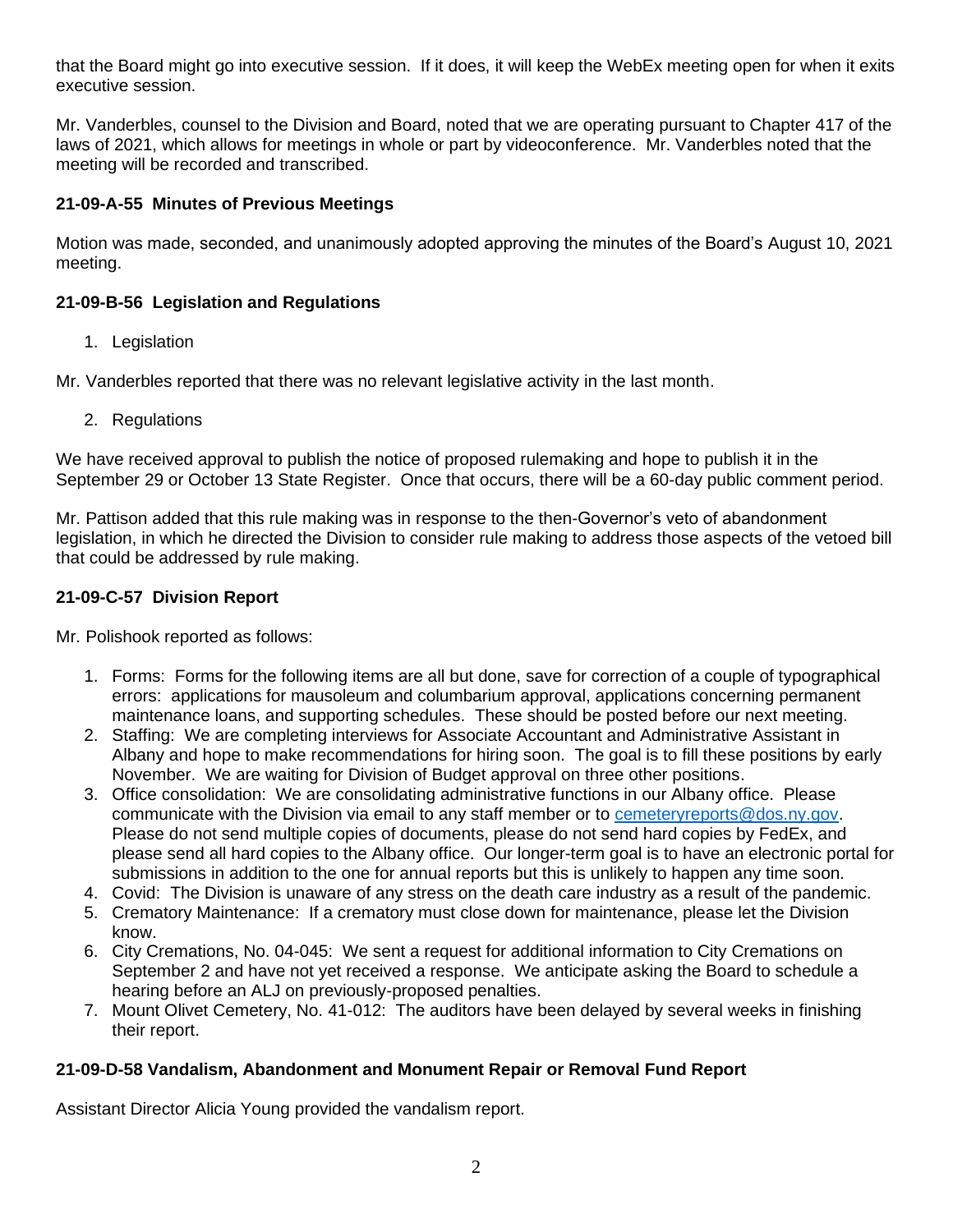that the Board might go into executive session. If it does, it will keep the WebEx meeting open for when it exits executive session.

Mr. Vanderbles, counsel to the Division and Board, noted that we are operating pursuant to Chapter 417 of the laws of 2021, which allows for meetings in whole or part by videoconference. Mr. Vanderbles noted that the meeting will be recorded and transcribed.

### 21-09-A-55 Minutes of Previous Meetings

Motion was made, seconded, and unanimously adopted approving the minutes of the Board's August 10, 2021 meeting.

### 21-09-B-56 Legislation and Regulations

1. Legislation

Mr. Vanderbles reported that there was no relevant legislative activity in the last month.

2. Regulations

We have received approval to publish the notice of proposed rulemaking and hope to publish it in the September 29 or October 13 State Register. Once that occurs, there will be a 60-day public comment period.

Mr. Pattison added that this rule making was in response to the then-Governor's veto of abandonment legislation, in which he directed the Division to consider rule making to address those aspects of the vetoed bill that could be addressed by rule making.

### 21-09-C-57 Division Report

Mr. Polishook reported as follows:

1. Forms: Forms for the following items are all but done, save for correction of a couple of typographical errors: applications for mausoleum and columbarium approval, applications concerning permanent maintenance loans, and supporting schedules. These should be posted before our next meeting.
2. Staffing: We are completing interviews for Associate Accountant and Administrative Assistant in Albany and hope to make recommendations for hiring soon. The goal is to fill these positions by early November. We are waiting for Division of Budget approval on three other positions.
3. Office consolidation: We are consolidating administrative functions in our Albany office. Please communicate with the Division via email to any staff member or to cemeteryreports@dos.ny.gov. Please do not send multiple copies of documents, please do not send hard copies by FedEx, and please send all hard copies to the Albany office. Our longer-term goal is to have an electronic portal for submissions in addition to the one for annual reports but this is unlikely to happen any time soon.
4. Covid: The Division is unaware of any stress on the death care industry as a result of the pandemic.
5. Crematory Maintenance: If a crematory must close down for maintenance, please let the Division know.
6. City Cremations, No. 04-045: We sent a request for additional information to City Cremations on September 2 and have not yet received a response. We anticipate asking the Board to schedule a hearing before an ALJ on previously-proposed penalties.
7. Mount Olivet Cemetery, No. 41-012: The auditors have been delayed by several weeks in finishing their report.

### 21-09-D-58 Vandalism, Abandonment and Monument Repair or Removal Fund Report

Assistant Director Alicia Young provided the vandalism report.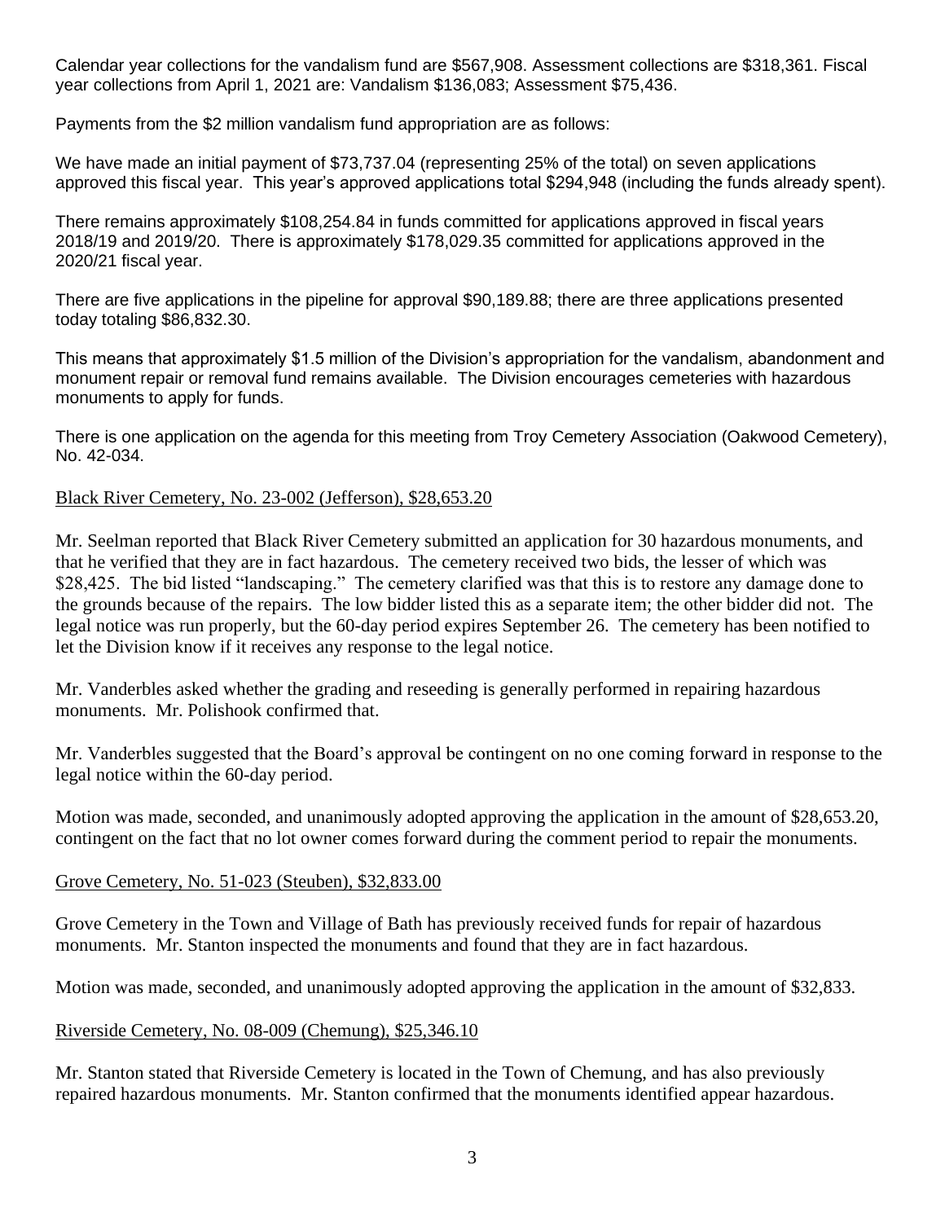Calendar year collections for the vandalism fund are $567,908. Assessment collections are $318,361. Fiscal year collections from April 1, 2021 are: Vandalism $136,083; Assessment $75,436.

Payments from the $2 million vandalism fund appropriation are as follows:

We have made an initial payment of $73,737.04 (representing 25% of the total) on seven applications approved this fiscal year. This year's approved applications total $294,948 (including the funds already spent).

There remains approximately $108,254.84 in funds committed for applications approved in fiscal years 2018/19 and 2019/20. There is approximately $178,029.35 committed for applications approved in the 2020/21 fiscal year.

There are five applications in the pipeline for approval $90,189.88; there are three applications presented today totaling $86,832.30.

This means that approximately $1.5 million of the Division's appropriation for the vandalism, abandonment and monument repair or removal fund remains available. The Division encourages cemeteries with hazardous monuments to apply for funds.

There is one application on the agenda for this meeting from Troy Cemetery Association (Oakwood Cemetery), No. 42-034.

Black River Cemetery, No. 23-002 (Jefferson), $28,653.20

Mr. Seelman reported that Black River Cemetery submitted an application for 30 hazardous monuments, and that he verified that they are in fact hazardous. The cemetery received two bids, the lesser of which was $28,425. The bid listed "landscaping." The cemetery clarified was that this is to restore any damage done to the grounds because of the repairs. The low bidder listed this as a separate item; the other bidder did not. The legal notice was run properly, but the 60-day period expires September 26. The cemetery has been notified to let the Division know if it receives any response to the legal notice.

Mr. Vanderbles asked whether the grading and reseeding is generally performed in repairing hazardous monuments. Mr. Polishook confirmed that.

Mr. Vanderbles suggested that the Board's approval be contingent on no one coming forward in response to the legal notice within the 60-day period.

Motion was made, seconded, and unanimously adopted approving the application in the amount of $28,653.20, contingent on the fact that no lot owner comes forward during the comment period to repair the monuments.

Grove Cemetery, No. 51-023 (Steuben), $32,833.00

Grove Cemetery in the Town and Village of Bath has previously received funds for repair of hazardous monuments. Mr. Stanton inspected the monuments and found that they are in fact hazardous.

Motion was made, seconded, and unanimously adopted approving the application in the amount of $32,833.

Riverside Cemetery, No. 08-009 (Chemung), $25,346.10

Mr. Stanton stated that Riverside Cemetery is located in the Town of Chemung, and has also previously repaired hazardous monuments. Mr. Stanton confirmed that the monuments identified appear hazardous.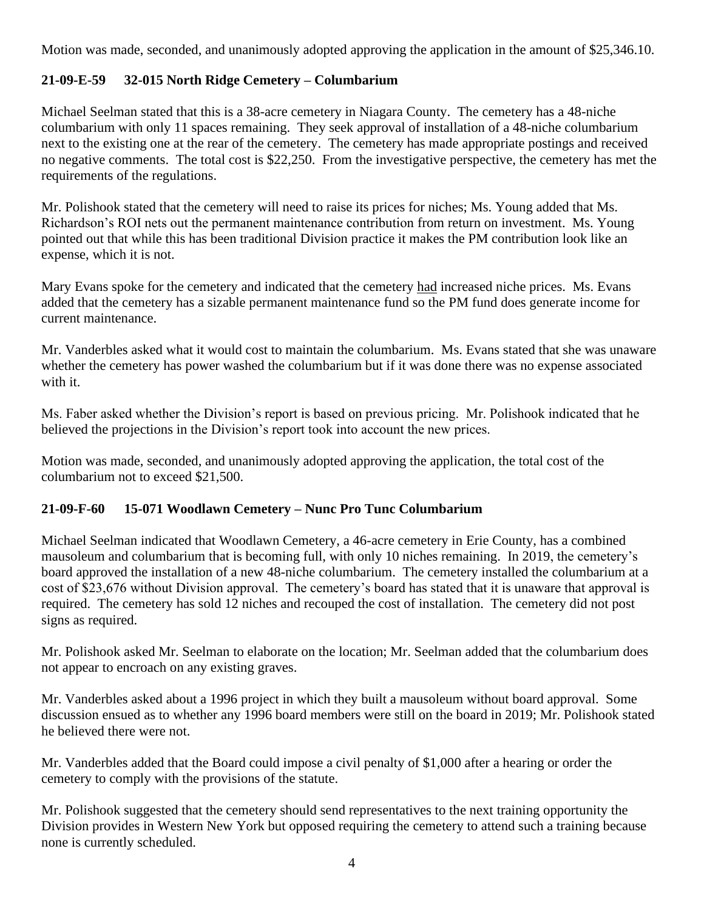Motion was made, seconded, and unanimously adopted approving the application in the amount of $25,346.10.

### 21-09-E-59 32-015 North Ridge Cemetery – Columbarium

Michael Seelman stated that this is a 38-acre cemetery in Niagara County. The cemetery has a 48-niche columbarium with only 11 spaces remaining. They seek approval of installation of a 48-niche columbarium next to the existing one at the rear of the cemetery. The cemetery has made appropriate postings and received no negative comments. The total cost is $22,250. From the investigative perspective, the cemetery has met the requirements of the regulations.

Mr. Polishook stated that the cemetery will need to raise its prices for niches; Ms. Young added that Ms. Richardson's ROI nets out the permanent maintenance contribution from return on investment. Ms. Young pointed out that while this has been traditional Division practice it makes the PM contribution look like an expense, which it is not.

Mary Evans spoke for the cemetery and indicated that the cemetery <u>had</u> increased niche prices. Ms. Evans added that the cemetery has a sizable permanent maintenance fund so the PM fund does generate income for current maintenance.

Mr. Vanderbles asked what it would cost to maintain the columbarium. Ms. Evans stated that she was unaware whether the cemetery has power washed the columbarium but if it was done there was no expense associated with it.

Ms. Faber asked whether the Division's report is based on previous pricing. Mr. Polishook indicated that he believed the projections in the Division's report took into account the new prices.

Motion was made, seconded, and unanimously adopted approving the application, the total cost of the columbarium not to exceed $21,500.

### 21-09-F-60 15-071 Woodlawn Cemetery – Nunc Pro Tunc Columbarium

Michael Seelman indicated that Woodlawn Cemetery, a 46-acre cemetery in Erie County, has a combined mausoleum and columbarium that is becoming full, with only 10 niches remaining. In 2019, the cemetery's board approved the installation of a new 48-niche columbarium. The cemetery installed the columbarium at a cost of $23,676 without Division approval. The cemetery's board has stated that it is unaware that approval is required. The cemetery has sold 12 niches and recouped the cost of installation. The cemetery did not post signs as required.

Mr. Polishook asked Mr. Seelman to elaborate on the location; Mr. Seelman added that the columbarium does not appear to encroach on any existing graves.

Mr. Vanderbles asked about a 1996 project in which they built a mausoleum without board approval. Some discussion ensued as to whether any 1996 board members were still on the board in 2019; Mr. Polishook stated he believed there were not.

Mr. Vanderbles added that the Board could impose a civil penalty of $1,000 after a hearing or order the cemetery to comply with the provisions of the statute.

Mr. Polishook suggested that the cemetery should send representatives to the next training opportunity the Division provides in Western New York but opposed requiring the cemetery to attend such a training because none is currently scheduled.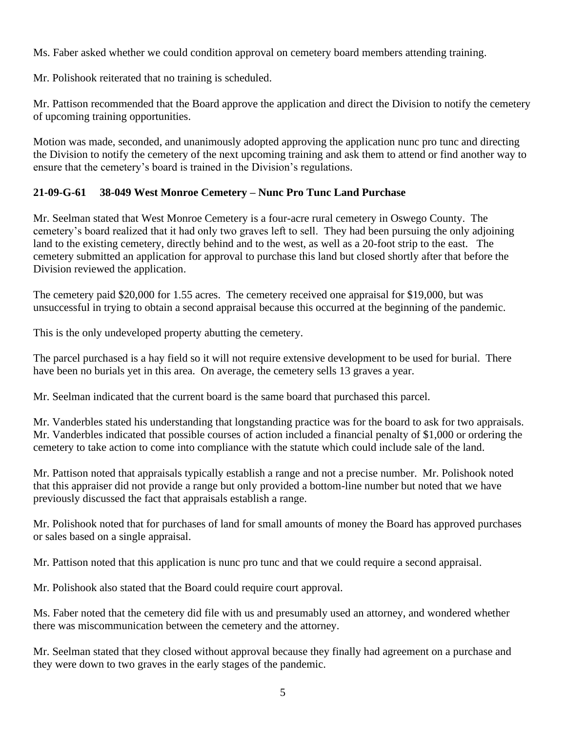Ms. Faber asked whether we could condition approval on cemetery board members attending training.

Mr. Polishook reiterated that no training is scheduled.

Mr. Pattison recommended that the Board approve the application and direct the Division to notify the cemetery of upcoming training opportunities.

Motion was made, seconded, and unanimously adopted approving the application nunc pro tunc and directing the Division to notify the cemetery of the next upcoming training and ask them to attend or find another way to ensure that the cemetery's board is trained in the Division's regulations.

**21-09-G-61 38-049 West Monroe Cemetery – Nunc Pro Tunc Land Purchase**

Mr. Seelman stated that West Monroe Cemetery is a four-acre rural cemetery in Oswego County. The cemetery's board realized that it had only two graves left to sell. They had been pursuing the only adjoining land to the existing cemetery, directly behind and to the west, as well as a 20-foot strip to the east. The cemetery submitted an application for approval to purchase this land but closed shortly after that before the Division reviewed the application.

The cemetery paid $20,000 for 1.55 acres. The cemetery received one appraisal for $19,000, but was unsuccessful in trying to obtain a second appraisal because this occurred at the beginning of the pandemic.

This is the only undeveloped property abutting the cemetery.

The parcel purchased is a hay field so it will not require extensive development to be used for burial. There have been no burials yet in this area. On average, the cemetery sells 13 graves a year.

Mr. Seelman indicated that the current board is the same board that purchased this parcel.

Mr. Vanderbles stated his understanding that longstanding practice was for the board to ask for two appraisals. Mr. Vanderbles indicated that possible courses of action included a financial penalty of $1,000 or ordering the cemetery to take action to come into compliance with the statute which could include sale of the land.

Mr. Pattison noted that appraisals typically establish a range and not a precise number. Mr. Polishook noted that this appraiser did not provide a range but only provided a bottom-line number but noted that we have previously discussed the fact that appraisals establish a range.

Mr. Polishook noted that for purchases of land for small amounts of money the Board has approved purchases or sales based on a single appraisal.

Mr. Pattison noted that this application is nunc pro tunc and that we could require a second appraisal.

Mr. Polishook also stated that the Board could require court approval.

Ms. Faber noted that the cemetery did file with us and presumably used an attorney, and wondered whether there was miscommunication between the cemetery and the attorney.

Mr. Seelman stated that they closed without approval because they finally had agreement on a purchase and they were down to two graves in the early stages of the pandemic.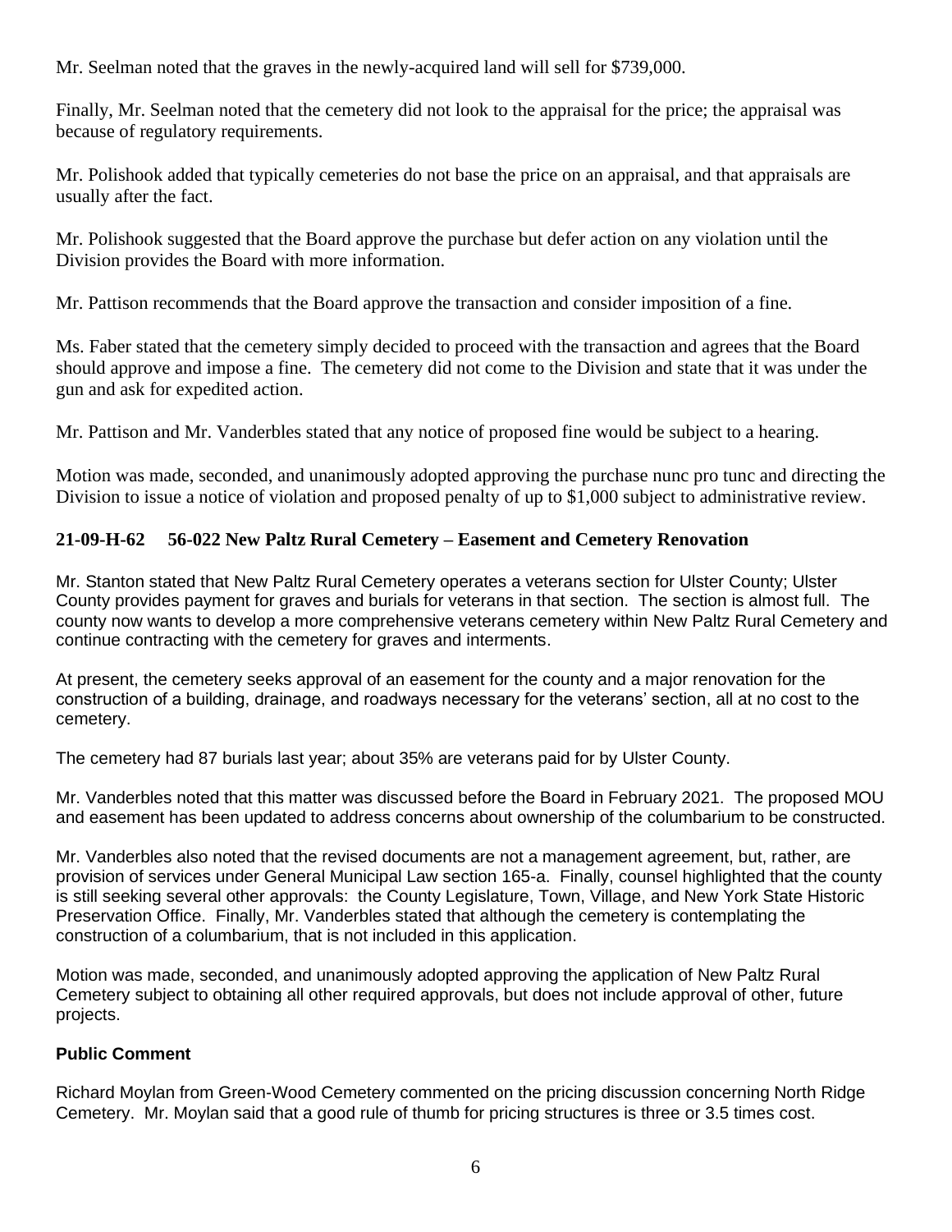Mr. Seelman noted that the graves in the newly-acquired land will sell for $739,000.

Finally, Mr. Seelman noted that the cemetery did not look to the appraisal for the price; the appraisal was because of regulatory requirements.

Mr. Polishook added that typically cemeteries do not base the price on an appraisal, and that appraisals are usually after the fact.

Mr. Polishook suggested that the Board approve the purchase but defer action on any violation until the Division provides the Board with more information.

Mr. Pattison recommends that the Board approve the transaction and consider imposition of a fine.

Ms. Faber stated that the cemetery simply decided to proceed with the transaction and agrees that the Board should approve and impose a fine. The cemetery did not come to the Division and state that it was under the gun and ask for expedited action.

Mr. Pattison and Mr. Vanderbles stated that any notice of proposed fine would be subject to a hearing.

Motion was made, seconded, and unanimously adopted approving the purchase nunc pro tunc and directing the Division to issue a notice of violation and proposed penalty of up to $1,000 subject to administrative review.

### 21-09-H-62 56-022 New Paltz Rural Cemetery – Easement and Cemetery Renovation

Mr. Stanton stated that New Paltz Rural Cemetery operates a veterans section for Ulster County; Ulster County provides payment for graves and burials for veterans in that section. The section is almost full. The county now wants to develop a more comprehensive veterans cemetery within New Paltz Rural Cemetery and continue contracting with the cemetery for graves and interments.

At present, the cemetery seeks approval of an easement for the county and a major renovation for the construction of a building, drainage, and roadways necessary for the veterans' section, all at no cost to the cemetery.

The cemetery had 87 burials last year; about 35% are veterans paid for by Ulster County.

Mr. Vanderbles noted that this matter was discussed before the Board in February 2021. The proposed MOU and easement has been updated to address concerns about ownership of the columbarium to be constructed.

Mr. Vanderbles also noted that the revised documents are not a management agreement, but, rather, are provision of services under General Municipal Law section 165-a. Finally, counsel highlighted that the county is still seeking several other approvals: the County Legislature, Town, Village, and New York State Historic Preservation Office. Finally, Mr. Vanderbles stated that although the cemetery is contemplating the construction of a columbarium, that is not included in this application.

Motion was made, seconded, and unanimously adopted approving the application of New Paltz Rural Cemetery subject to obtaining all other required approvals, but does not include approval of other, future projects.

### Public Comment

Richard Moylan from Green-Wood Cemetery commented on the pricing discussion concerning North Ridge Cemetery. Mr. Moylan said that a good rule of thumb for pricing structures is three or 3.5 times cost.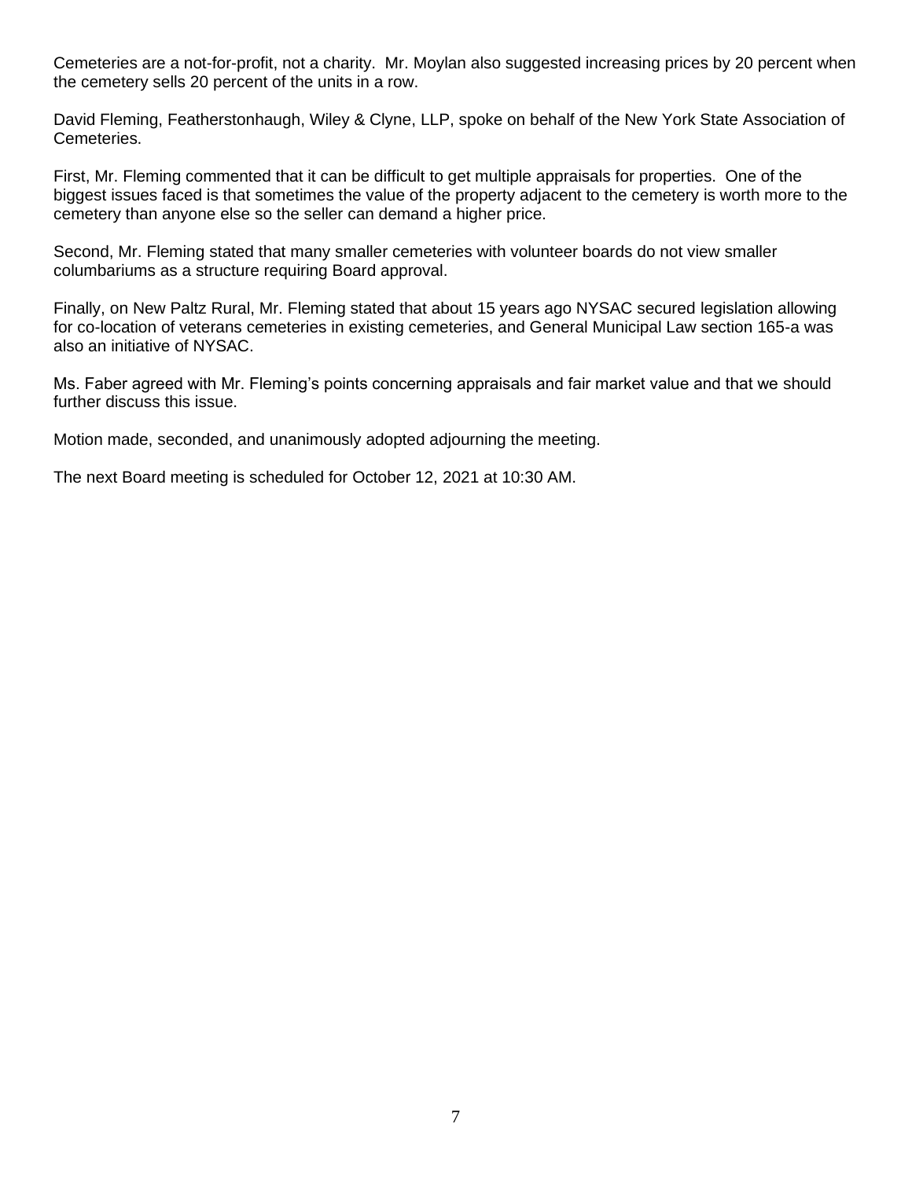Cemeteries are a not-for-profit, not a charity. Mr. Moylan also suggested increasing prices by 20 percent when the cemetery sells 20 percent of the units in a row.

David Fleming, Featherstonhaugh, Wiley & Clyne, LLP, spoke on behalf of the New York State Association of Cemeteries.

First, Mr. Fleming commented that it can be difficult to get multiple appraisals for properties. One of the biggest issues faced is that sometimes the value of the property adjacent to the cemetery is worth more to the cemetery than anyone else so the seller can demand a higher price.

Second, Mr. Fleming stated that many smaller cemeteries with volunteer boards do not view smaller columbariums as a structure requiring Board approval.

Finally, on New Paltz Rural, Mr. Fleming stated that about 15 years ago NYSAC secured legislation allowing for co-location of veterans cemeteries in existing cemeteries, and General Municipal Law section 165-a was also an initiative of NYSAC.

Ms. Faber agreed with Mr. Fleming's points concerning appraisals and fair market value and that we should further discuss this issue.

Motion made, seconded, and unanimously adopted adjourning the meeting.

The next Board meeting is scheduled for October 12, 2021 at 10:30 AM.